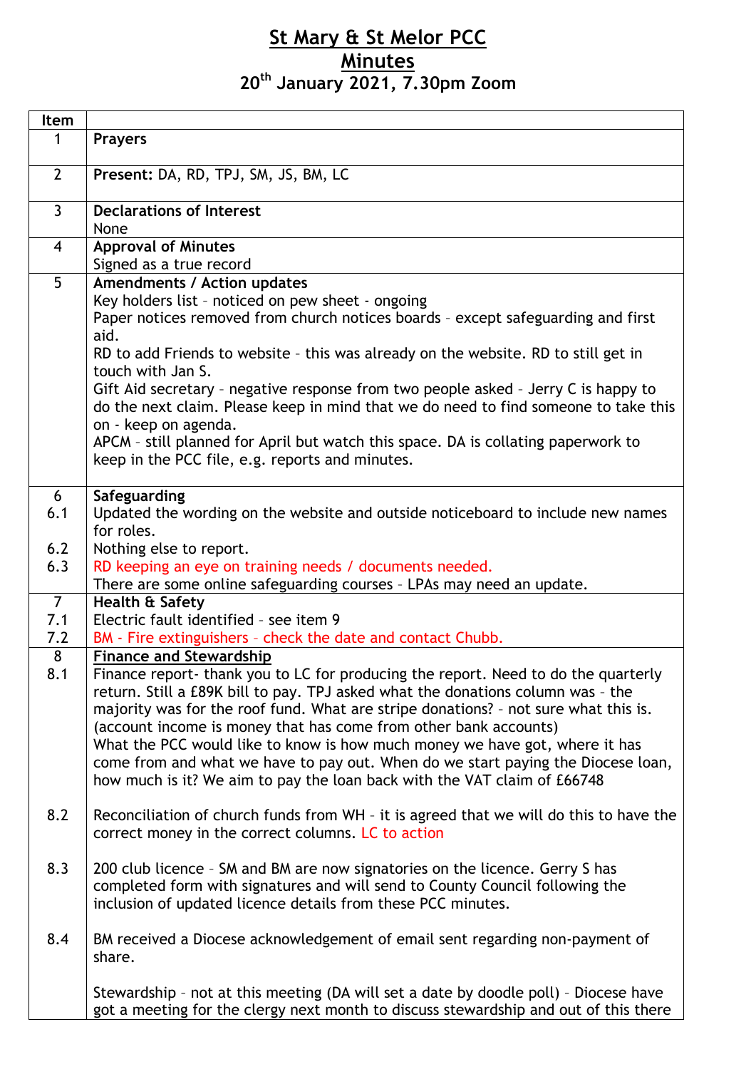# St Mary & St Melor PCC

## Minutes

### 20th January 2021, 7.30pm Zoom

| Item | |
|---|---|
| 1 | **Prayers** |
| 2 | **Present:** DA, RD, TPJ, SM, JS, BM, LC |
| 3 | **Declarations of Interest**<br>None |
| 4 | **Approval of Minutes**<br>Signed as a true record |
| 5 | **Amendments / Action updates**<br>Key holders list – noticed on pew sheet - ongoing<br>Paper notices removed from church notices boards – except safeguarding and first aid.<br>RD to add Friends to website – this was already on the website. RD to still get in touch with Jan S.<br>Gift Aid secretary – negative response from two people asked – Jerry C is happy to do the next claim. Please keep in mind that we do need to find someone to take this on - keep on agenda.<br>APCM – still planned for April but watch this space. DA is collating paperwork to keep in the PCC file, e.g. reports and minutes. |
| 6 | **Safeguarding** |
| 6.1 | Updated the wording on the website and outside noticeboard to include new names for roles. |
| 6.2 | Nothing else to report. |
| 6.3 | RD keeping an eye on training needs / documents needed.<br>There are some online safeguarding courses – LPAs may need an update. |
| 7 | **Health & Safety** |
| 7.1 | Electric fault identified – see item 9 |
| 7.2 | BM - Fire extinguishers – check the date and contact Chubb. |
| 8 | **Finance and Stewardship** |
| 8.1 | Finance report- thank you to LC for producing the report. Need to do the quarterly return. Still a £89K bill to pay. TPJ asked what the donations column was – the majority was for the roof fund. What are stripe donations? – not sure what this is. (account income is money that has come from other bank accounts)<br>What the PCC would like to know is how much money we have got, where it has come from and what we have to pay out. When do we start paying the Diocese loan, how much is it? We aim to pay the loan back with the VAT claim of £66748 |
| 8.2 | Reconciliation of church funds from WH – it is agreed that we will do this to have the correct money in the correct columns. LC to action |
| 8.3 | 200 club licence – SM and BM are now signatories on the licence. Gerry S has completed form with signatures and will send to County Council following the inclusion of updated licence details from these PCC minutes. |
| 8.4 | BM received a Diocese acknowledgement of email sent regarding non-payment of share.<br><br>Stewardship – not at this meeting (DA will set a date by doodle poll) – Diocese have got a meeting for the clergy next month to discuss stewardship and out of this there |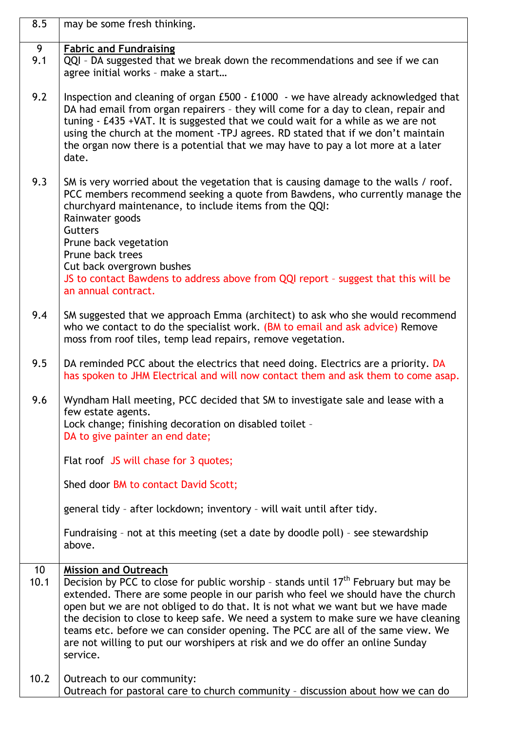| | |
|---|---|
| 8.5 | may be some fresh thinking. |
| 9<br>9.1 | **Fabric and Fundraising**<br>QQI – DA suggested that we break down the recommendations and see if we can agree initial works – make a start… |
| 9.2 | Inspection and cleaning of organ £500 - £1000 - we have already acknowledged that DA had email from organ repairers – they will come for a day to clean, repair and tuning - £435 +VAT. It is suggested that we could wait for a while as we are not using the church at the moment -TPJ agrees. RD stated that if we don't maintain the organ now there is a potential that we may have to pay a lot more at a later date. |
| 9.3 | SM is very worried about the vegetation that is causing damage to the walls / roof. PCC members recommend seeking a quote from Bawdens, who currently manage the churchyard maintenance, to include items from the QQI:<br>Rainwater goods<br>Gutters<br>Prune back vegetation<br>Prune back trees<br>Cut back overgrown bushes<br>JS to contact Bawdens to address above from QQI report – suggest that this will be an annual contract. |
| 9.4 | SM suggested that we approach Emma (architect) to ask who she would recommend who we contact to do the specialist work. (BM to email and ask advice) Remove moss from roof tiles, temp lead repairs, remove vegetation. |
| 9.5 | DA reminded PCC about the electrics that need doing. Electrics are a priority. DA has spoken to JHM Electrical and will now contact them and ask them to come asap. |
| 9.6 | Wyndham Hall meeting, PCC decided that SM to investigate sale and lease with a few estate agents.<br>Lock change; finishing decoration on disabled toilet –<br>DA to give painter an end date;<br><br>Flat roof JS will chase for 3 quotes;<br><br>Shed door BM to contact David Scott;<br><br>general tidy – after lockdown; inventory – will wait until after tidy.<br><br>Fundraising – not at this meeting (set a date by doodle poll) – see stewardship above. |
| 10<br>10.1 | **Mission and Outreach**<br>Decision by PCC to close for public worship – stands until 17th February but may be extended. There are some people in our parish who feel we should have the church open but we are not obliged to do that. It is not what we want but we have made the decision to close to keep safe. We need a system to make sure we have cleaning teams etc. before we can consider opening. The PCC are all of the same view. We are not willing to put our worshipers at risk and we do offer an online Sunday service. |
| 10.2 | Outreach to our community:<br>Outreach for pastoral care to church community – discussion about how we can do |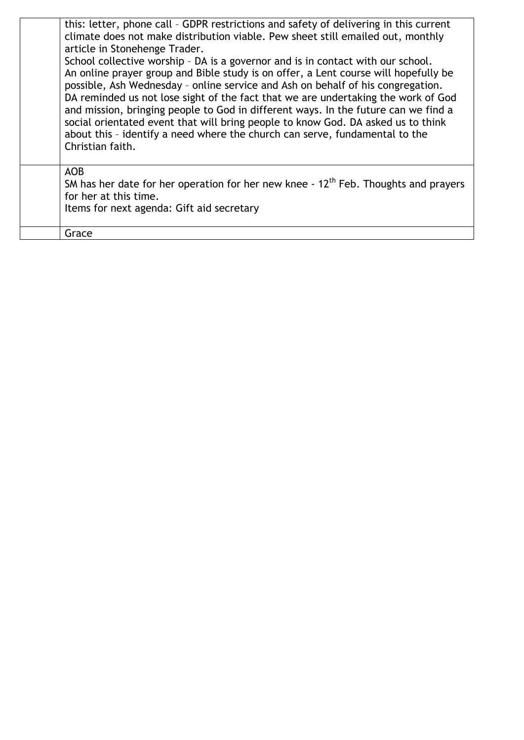| | |
|---|---|
| | this: letter, phone call – GDPR restrictions and safety of delivering in this current climate does not make distribution viable. Pew sheet still emailed out, monthly article in Stonehenge Trader.<br>School collective worship – DA is a governor and is in contact with our school.<br>An online prayer group and Bible study is on offer, a Lent course will hopefully be possible, Ash Wednesday – online service and Ash on behalf of his congregation.<br>DA reminded us not lose sight of the fact that we are undertaking the work of God and mission, bringing people to God in different ways. In the future can we find a social orientated event that will bring people to know God. DA asked us to think about this – identify a need where the church can serve, fundamental to the Christian faith. |
| | AOB<br>SM has her date for her operation for her new knee - 12th Feb. Thoughts and prayers for her at this time.<br>Items for next agenda: Gift aid secretary |
| | Grace |